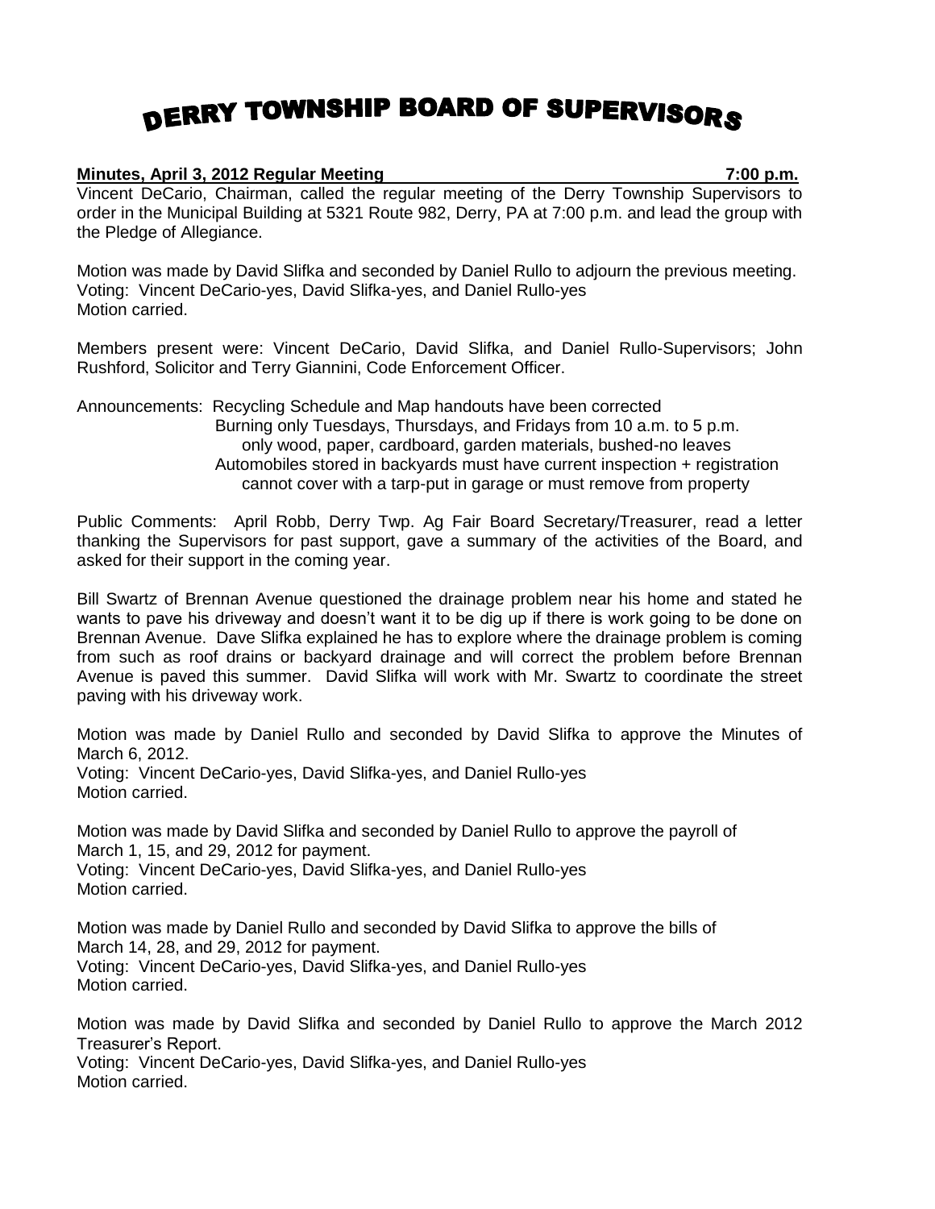# DERRY TOWNSHIP BOARD OF SUPERVISORS

**Minutes, April 3, 2012 Regular Meeting 7:00 p.m.**

Vincent DeCario, Chairman, called the regular meeting of the Derry Township Supervisors to order in the Municipal Building at 5321 Route 982, Derry, PA at 7:00 p.m. and lead the group with the Pledge of Allegiance.

Motion was made by David Slifka and seconded by Daniel Rullo to adjourn the previous meeting.
Voting: Vincent DeCario-yes, David Slifka-yes, and Daniel Rullo-yes
Motion carried.

Members present were: Vincent DeCario, David Slifka, and Daniel Rullo-Supervisors; John Rushford, Solicitor and Terry Giannini, Code Enforcement Officer.

Announcements: Recycling Schedule and Map handouts have been corrected
Burning only Tuesdays, Thursdays, and Fridays from 10 a.m. to 5 p.m.
only wood, paper, cardboard, garden materials, bushed-no leaves
Automobiles stored in backyards must have current inspection + registration
cannot cover with a tarp-put in garage or must remove from property

Public Comments: April Robb, Derry Twp. Ag Fair Board Secretary/Treasurer, read a letter thanking the Supervisors for past support, gave a summary of the activities of the Board, and asked for their support in the coming year.

Bill Swartz of Brennan Avenue questioned the drainage problem near his home and stated he wants to pave his driveway and doesn't want it to be dig up if there is work going to be done on Brennan Avenue. Dave Slifka explained he has to explore where the drainage problem is coming from such as roof drains or backyard drainage and will correct the problem before Brennan Avenue is paved this summer. David Slifka will work with Mr. Swartz to coordinate the street paving with his driveway work.

Motion was made by Daniel Rullo and seconded by David Slifka to approve the Minutes of March 6, 2012.
Voting: Vincent DeCario-yes, David Slifka-yes, and Daniel Rullo-yes
Motion carried.

Motion was made by David Slifka and seconded by Daniel Rullo to approve the payroll of March 1, 15, and 29, 2012 for payment.
Voting: Vincent DeCario-yes, David Slifka-yes, and Daniel Rullo-yes
Motion carried.

Motion was made by Daniel Rullo and seconded by David Slifka to approve the bills of March 14, 28, and 29, 2012 for payment.
Voting: Vincent DeCario-yes, David Slifka-yes, and Daniel Rullo-yes
Motion carried.

Motion was made by David Slifka and seconded by Daniel Rullo to approve the March 2012 Treasurer's Report.
Voting: Vincent DeCario-yes, David Slifka-yes, and Daniel Rullo-yes
Motion carried.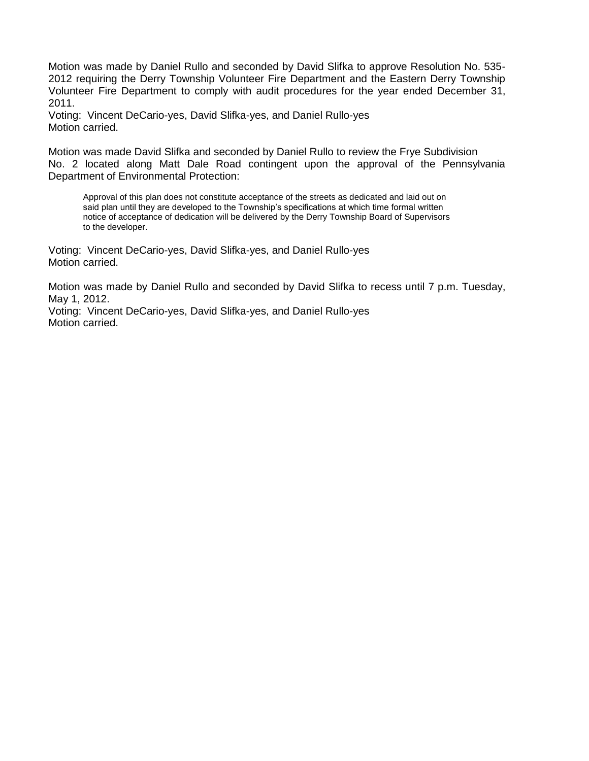Motion was made by Daniel Rullo and seconded by David Slifka to approve Resolution No. 535-2012 requiring the Derry Township Volunteer Fire Department and the Eastern Derry Township Volunteer Fire Department to comply with audit procedures for the year ended December 31, 2011.
Voting: Vincent DeCario-yes, David Slifka-yes, and Daniel Rullo-yes
Motion carried.

Motion was made David Slifka and seconded by Daniel Rullo to review the Frye Subdivision No. 2 located along Matt Dale Road contingent upon the approval of the Pennsylvania Department of Environmental Protection:

> Approval of this plan does not constitute acceptance of the streets as dedicated and laid out on said plan until they are developed to the Township's specifications at which time formal written notice of acceptance of dedication will be delivered by the Derry Township Board of Supervisors to the developer.

Voting: Vincent DeCario-yes, David Slifka-yes, and Daniel Rullo-yes
Motion carried.

Motion was made by Daniel Rullo and seconded by David Slifka to recess until 7 p.m. Tuesday, May 1, 2012.
Voting: Vincent DeCario-yes, David Slifka-yes, and Daniel Rullo-yes
Motion carried.